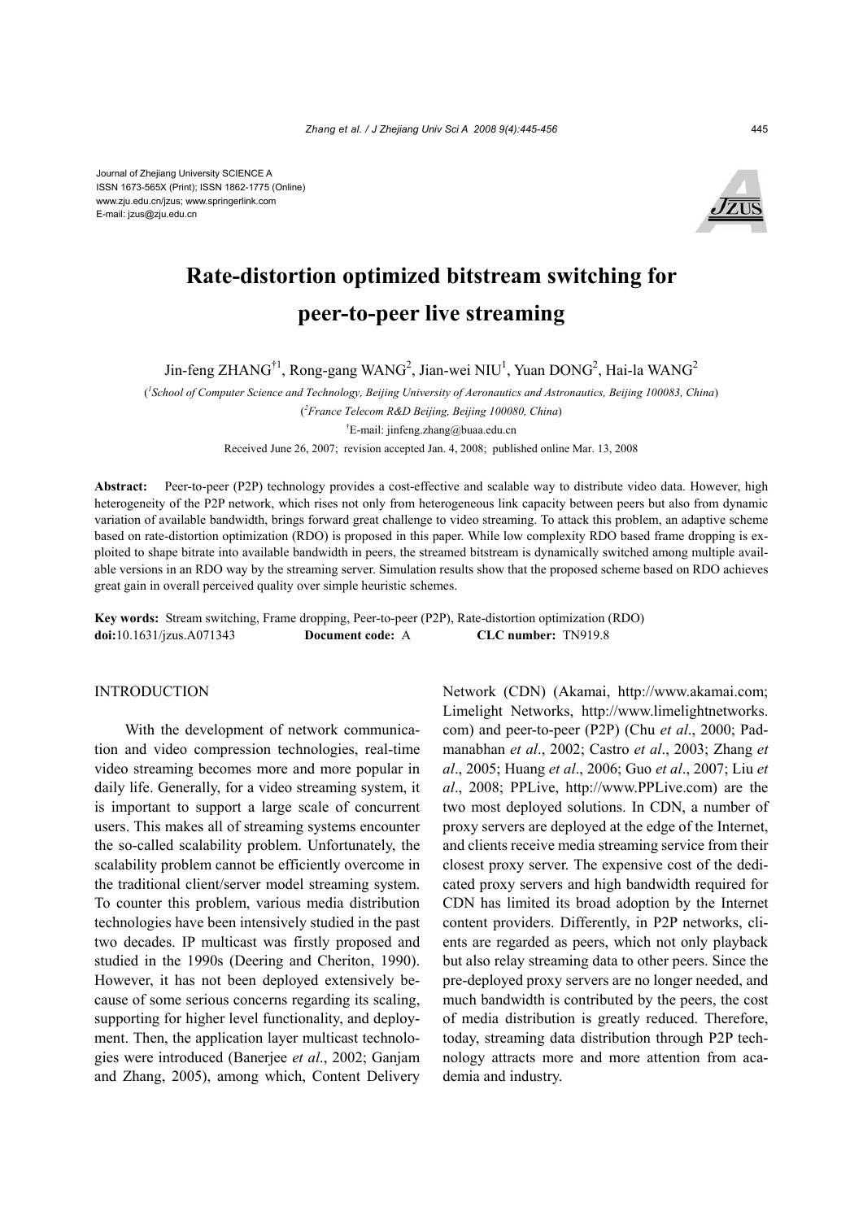Journal of Zhejiang University SCIENCE A
ISSN 1673-565X (Print); ISSN 1862-1775 (Online)
www.zju.edu.cn/jzus; www.springerlink.com
E-mail: jzus@zju.edu.cn

# Rate-distortion optimized bitstream switching for peer-to-peer live streaming

Jin-feng ZHANG[†1], Rong-gang WANG[2], Jian-wei NIU[1], Yuan DONG[2], Hai-la WANG[2]

([1]*School of Computer Science and Technology, Beijing University of Aeronautics and Astronautics, Beijing 100083, China*)

([2]*France Telecom R&D Beijing, Beijing 100080, China*)

[†]E-mail: jinfeng.zhang@buaa.edu.cn

Received June 26, 2007; revision accepted Jan. 4, 2008; published online Mar. 13, 2008

**Abstract:** Peer-to-peer (P2P) technology provides a cost-effective and scalable way to distribute video data. However, high heterogeneity of the P2P network, which rises not only from heterogeneous link capacity between peers but also from dynamic variation of available bandwidth, brings forward great challenge to video streaming. To attack this problem, an adaptive scheme based on rate-distortion optimization (RDO) is proposed in this paper. While low complexity RDO based frame dropping is exploited to shape bitrate into available bandwidth in peers, the streamed bitstream is dynamically switched among multiple available versions in an RDO way by the streaming server. Simulation results show that the proposed scheme based on RDO achieves great gain in overall perceived quality over simple heuristic schemes.

**Key words:** Stream switching, Frame dropping, Peer-to-peer (P2P), Rate-distortion optimization (RDO)
**doi:**10.1631/jzus.A071343 **Document code:** A **CLC number:** TN919.8

## INTRODUCTION

With the development of network communication and video compression technologies, real-time video streaming becomes more and more popular in daily life. Generally, for a video streaming system, it is important to support a large scale of concurrent users. This makes all of streaming systems encounter the so-called scalability problem. Unfortunately, the scalability problem cannot be efficiently overcome in the traditional client/server model streaming system. To counter this problem, various media distribution technologies have been intensively studied in the past two decades. IP multicast was firstly proposed and studied in the 1990s (Deering and Cheriton, 1990). However, it has not been deployed extensively because of some serious concerns regarding its scaling, supporting for higher level functionality, and deployment. Then, the application layer multicast technologies were introduced (Banerjee *et al*., 2002; Ganjam and Zhang, 2005), among which, Content Delivery Network (CDN) (Akamai, http://www.akamai.com; Limelight Networks, http://www.limelightnetworks.com) and peer-to-peer (P2P) (Chu *et al*., 2000; Padmanabhan *et al*., 2002; Castro *et al*., 2003; Zhang *et al*., 2005; Huang *et al*., 2006; Guo *et al*., 2007; Liu *et al*., 2008; PPLive, http://www.PPLive.com) are the two most deployed solutions. In CDN, a number of proxy servers are deployed at the edge of the Internet, and clients receive media streaming service from their closest proxy server. The expensive cost of the dedicated proxy servers and high bandwidth required for CDN has limited its broad adoption by the Internet content providers. Differently, in P2P networks, clients are regarded as peers, which not only playback but also relay streaming data to other peers. Since the pre-deployed proxy servers are no longer needed, and much bandwidth is contributed by the peers, the cost of media distribution is greatly reduced. Therefore, today, streaming data distribution through P2P technology attracts more and more attention from academia and industry.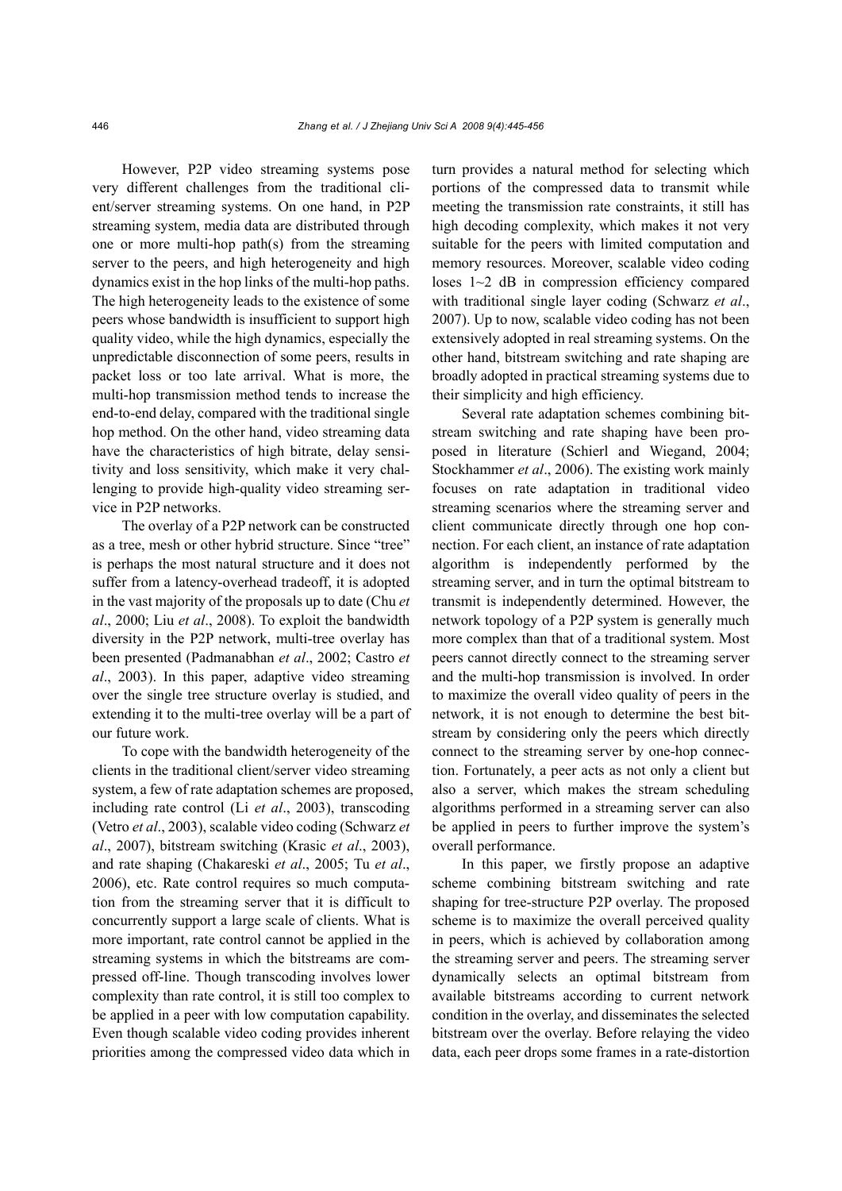However, P2P video streaming systems pose very different challenges from the traditional client/server streaming systems. On one hand, in P2P streaming system, media data are distributed through one or more multi-hop path(s) from the streaming server to the peers, and high heterogeneity and high dynamics exist in the hop links of the multi-hop paths. The high heterogeneity leads to the existence of some peers whose bandwidth is insufficient to support high quality video, while the high dynamics, especially the unpredictable disconnection of some peers, results in packet loss or too late arrival. What is more, the multi-hop transmission method tends to increase the end-to-end delay, compared with the traditional single hop method. On the other hand, video streaming data have the characteristics of high bitrate, delay sensitivity and loss sensitivity, which make it very challenging to provide high-quality video streaming service in P2P networks.

The overlay of a P2P network can be constructed as a tree, mesh or other hybrid structure. Since "tree" is perhaps the most natural structure and it does not suffer from a latency-overhead tradeoff, it is adopted in the vast majority of the proposals up to date (Chu *et al*., 2000; Liu *et al*., 2008). To exploit the bandwidth diversity in the P2P network, multi-tree overlay has been presented (Padmanabhan *et al*., 2002; Castro *et al*., 2003). In this paper, adaptive video streaming over the single tree structure overlay is studied, and extending it to the multi-tree overlay will be a part of our future work.

To cope with the bandwidth heterogeneity of the clients in the traditional client/server video streaming system, a few of rate adaptation schemes are proposed, including rate control (Li *et al*., 2003), transcoding (Vetro *et al*., 2003), scalable video coding (Schwarz *et al*., 2007), bitstream switching (Krasic *et al*., 2003), and rate shaping (Chakareski *et al*., 2005; Tu *et al*., 2006), etc. Rate control requires so much computation from the streaming server that it is difficult to concurrently support a large scale of clients. What is more important, rate control cannot be applied in the streaming systems in which the bitstreams are compressed off-line. Though transcoding involves lower complexity than rate control, it is still too complex to be applied in a peer with low computation capability. Even though scalable video coding provides inherent priorities among the compressed video data which in turn provides a natural method for selecting which portions of the compressed data to transmit while meeting the transmission rate constraints, it still has high decoding complexity, which makes it not very suitable for the peers with limited computation and memory resources. Moreover, scalable video coding loses 1~2 dB in compression efficiency compared with traditional single layer coding (Schwarz *et al*., 2007). Up to now, scalable video coding has not been extensively adopted in real streaming systems. On the other hand, bitstream switching and rate shaping are broadly adopted in practical streaming systems due to their simplicity and high efficiency.

Several rate adaptation schemes combining bitstream switching and rate shaping have been proposed in literature (Schierl and Wiegand, 2004; Stockhammer *et al*., 2006). The existing work mainly focuses on rate adaptation in traditional video streaming scenarios where the streaming server and client communicate directly through one hop connection. For each client, an instance of rate adaptation algorithm is independently performed by the streaming server, and in turn the optimal bitstream to transmit is independently determined. However, the network topology of a P2P system is generally much more complex than that of a traditional system. Most peers cannot directly connect to the streaming server and the multi-hop transmission is involved. In order to maximize the overall video quality of peers in the network, it is not enough to determine the best bitstream by considering only the peers which directly connect to the streaming server by one-hop connection. Fortunately, a peer acts as not only a client but also a server, which makes the stream scheduling algorithms performed in a streaming server can also be applied in peers to further improve the system's overall performance.

In this paper, we firstly propose an adaptive scheme combining bitstream switching and rate shaping for tree-structure P2P overlay. The proposed scheme is to maximize the overall perceived quality in peers, which is achieved by collaboration among the streaming server and peers. The streaming server dynamically selects an optimal bitstream from available bitstreams according to current network condition in the overlay, and disseminates the selected bitstream over the overlay. Before relaying the video data, each peer drops some frames in a rate-distortion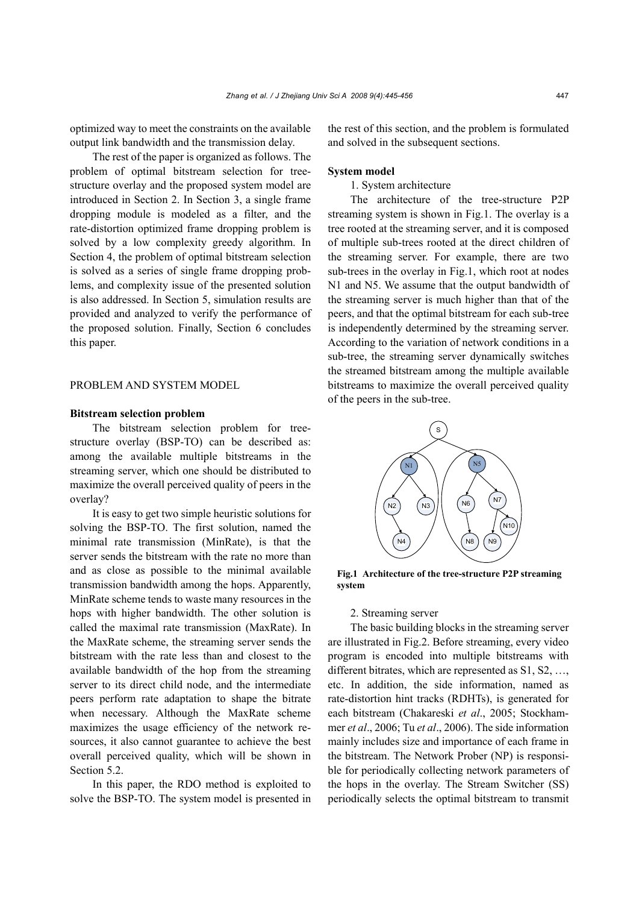optimized way to meet the constraints on the available output link bandwidth and the transmission delay.

The rest of the paper is organized as follows. The problem of optimal bitstream selection for tree-structure overlay and the proposed system model are introduced in Section 2. In Section 3, a single frame dropping module is modeled as a filter, and the rate-distortion optimized frame dropping problem is solved by a low complexity greedy algorithm. In Section 4, the problem of optimal bitstream selection is solved as a series of single frame dropping problems, and complexity issue of the presented solution is also addressed. In Section 5, simulation results are provided and analyzed to verify the performance of the proposed solution. Finally, Section 6 concludes this paper.

## PROBLEM AND SYSTEM MODEL

### Bitstream selection problem

The bitstream selection problem for tree-structure overlay (BSP-TO) can be described as: among the available multiple bitstreams in the streaming server, which one should be distributed to maximize the overall perceived quality of peers in the overlay?

It is easy to get two simple heuristic solutions for solving the BSP-TO. The first solution, named the minimal rate transmission (MinRate), is that the server sends the bitstream with the rate no more than and as close as possible to the minimal available transmission bandwidth among the hops. Apparently, MinRate scheme tends to waste many resources in the hops with higher bandwidth. The other solution is called the maximal rate transmission (MaxRate). In the MaxRate scheme, the streaming server sends the bitstream with the rate less than and closest to the available bandwidth of the hop from the streaming server to its direct child node, and the intermediate peers perform rate adaptation to shape the bitrate when necessary. Although the MaxRate scheme maximizes the usage efficiency of the network resources, it also cannot guarantee to achieve the best overall perceived quality, which will be shown in Section 5.2.

In this paper, the RDO method is exploited to solve the BSP-TO. The system model is presented in the rest of this section, and the problem is formulated and solved in the subsequent sections.

### System model

1. System architecture

The architecture of the tree-structure P2P streaming system is shown in Fig.1. The overlay is a tree rooted at the streaming server, and it is composed of multiple sub-trees rooted at the direct children of the streaming server. For example, there are two sub-trees in the overlay in Fig.1, which root at nodes N1 and N5. We assume that the output bandwidth of the streaming server is much higher than that of the peers, and that the optimal bitstream for each sub-tree is independently determined by the streaming server. According to the variation of network conditions in a sub-tree, the streaming server dynamically switches the streamed bitstream among the multiple available bitstreams to maximize the overall perceived quality of the peers in the sub-tree.

S
N1
N5
N2
N3
N6
N7
N10
N4
N8
N9

**Fig.1 Architecture of the tree-structure P2P streaming system**

2. Streaming server

The basic building blocks in the streaming server are illustrated in Fig.2. Before streaming, every video program is encoded into multiple bitstreams with different bitrates, which are represented as S1, S2, …, etc. In addition, the side information, named as rate-distortion hint tracks (RDHTs), is generated for each bitstream (Chakareski *et al*., 2005; Stockhammer *et al*., 2006; Tu *et al*., 2006). The side information mainly includes size and importance of each frame in the bitstream. The Network Prober (NP) is responsible for periodically collecting network parameters of the hops in the overlay. The Stream Switcher (SS) periodically selects the optimal bitstream to transmit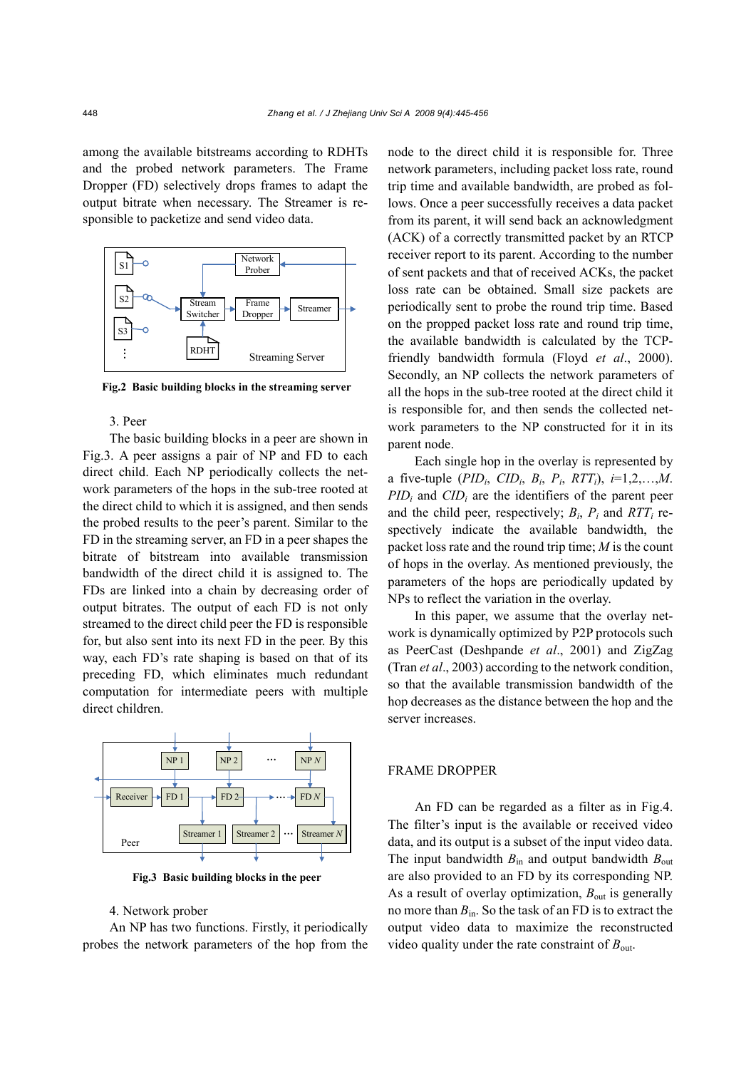among the available bitstreams according to RDHTs and the probed network parameters. The Frame Dropper (FD) selectively drops frames to adapt the output bitrate when necessary. The Streamer is responsible to packetize and send video data.

S1
S2
S3
Network Prober
Stream Switcher
Frame Dropper
Streamer
RDHT
Streaming Server

**Fig.2 Basic building blocks in the streaming server**

3. Peer

The basic building blocks in a peer are shown in Fig.3. A peer assigns a pair of NP and FD to each direct child. Each NP periodically collects the network parameters of the hops in the sub-tree rooted at the direct child to which it is assigned, and then sends the probed results to the peer's parent. Similar to the FD in the streaming server, an FD in a peer shapes the bitrate of bitstream into available transmission bandwidth of the direct child it is assigned to. The FDs are linked into a chain by decreasing order of output bitrates. The output of each FD is not only streamed to the direct child peer the FD is responsible for, but also sent into its next FD in the peer. By this way, each FD's rate shaping is based on that of its preceding FD, which eliminates much redundant computation for intermediate peers with multiple direct children.

NP 1
NP 2
NP *N*
Receiver
FD 1
FD 2
FD *N*
Streamer 1
Streamer 2
Streamer *N*
Peer

**Fig.3 Basic building blocks in the peer**

4. Network prober

An NP has two functions. Firstly, it periodically probes the network parameters of the hop from the node to the direct child it is responsible for. Three network parameters, including packet loss rate, round trip time and available bandwidth, are probed as follows. Once a peer successfully receives a data packet from its parent, it will send back an acknowledgment (ACK) of a correctly transmitted packet by an RTCP receiver report to its parent. According to the number of sent packets and that of received ACKs, the packet loss rate can be obtained. Small size packets are periodically sent to probe the round trip time. Based on the propped packet loss rate and round trip time, the available bandwidth is calculated by the TCP-friendly bandwidth formula (Floyd *et al*., 2000). Secondly, an NP collects the network parameters of all the hops in the sub-tree rooted at the direct child it is responsible for, and then sends the collected network parameters to the NP constructed for it in its parent node.

Each single hop in the overlay is represented by a five-tuple ($PID_i$, $CID_i$, $B_i$, $P_i$, $RTT_i$), $i$=1,2,…,$M$. $PID_i$ and $CID_i$ are the identifiers of the parent peer and the child peer, respectively; $B_i$, $P_i$ and $RTT_i$ respectively indicate the available bandwidth, the packet loss rate and the round trip time; $M$ is the count of hops in the overlay. As mentioned previously, the parameters of the hops are periodically updated by NPs to reflect the variation in the overlay.

In this paper, we assume that the overlay network is dynamically optimized by P2P protocols such as PeerCast (Deshpande *et al*., 2001) and ZigZag (Tran *et al*., 2003) according to the network condition, so that the available transmission bandwidth of the hop decreases as the distance between the hop and the server increases.

## FRAME DROPPER

An FD can be regarded as a filter as in Fig.4. The filter's input is the available or received video data, and its output is a subset of the input video data. The input bandwidth $B_{in}$ and output bandwidth $B_{out}$ are also provided to an FD by its corresponding NP. As a result of overlay optimization, $B_{out}$ is generally no more than $B_{in}$. So the task of an FD is to extract the output video data to maximize the reconstructed video quality under the rate constraint of $B_{out}$.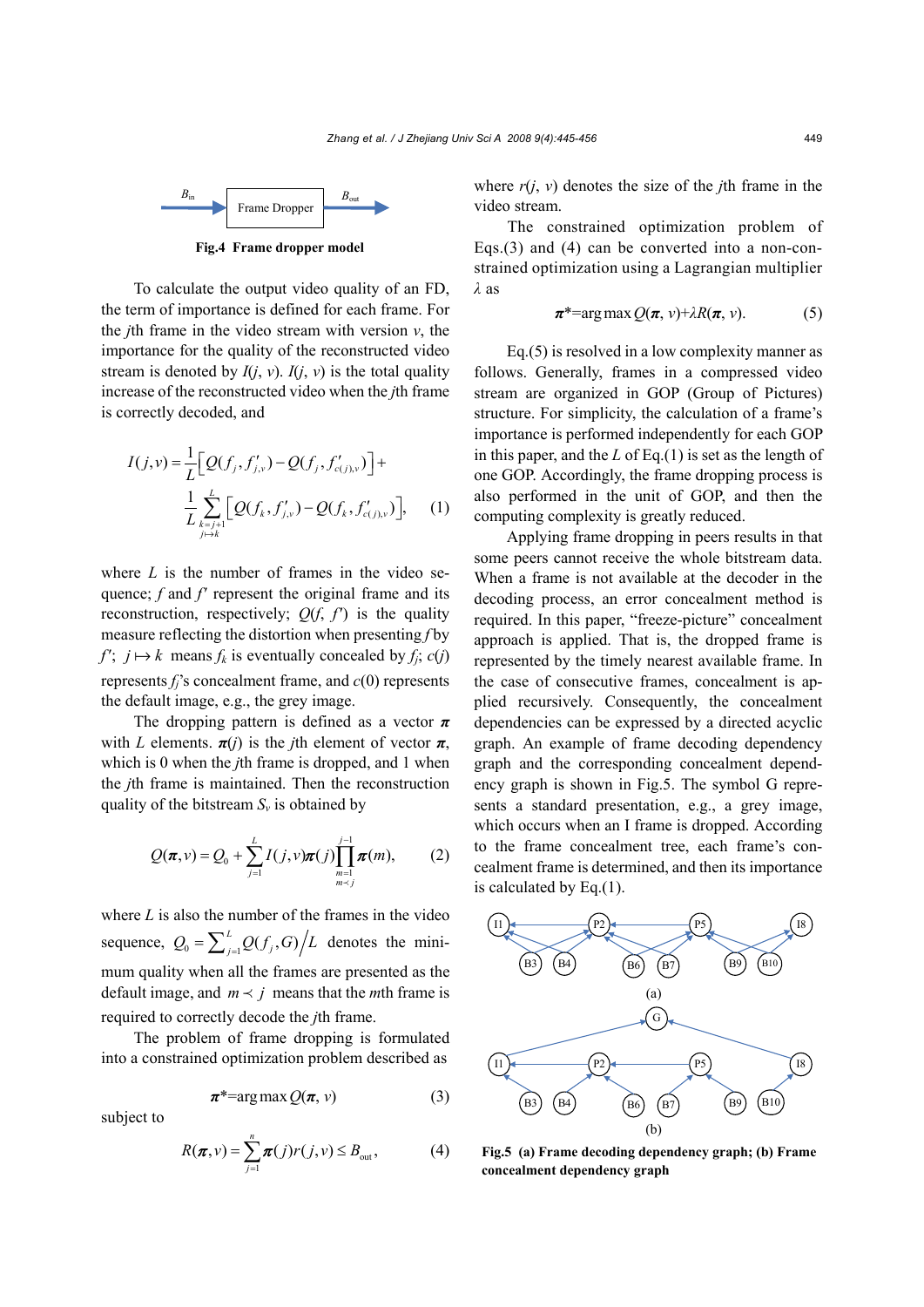Fig.4 Frame dropper model

To calculate the output video quality of an FD, the term of importance is defined for each frame. For the $j$th frame in the video stream with version $v$, the importance for the quality of the reconstructed video stream is denoted by $I(j, v)$. $I(j, v)$ is the total quality increase of the reconstructed video when the $j$th frame is correctly decoded, and

$$I(j,v)=\frac{1}{L}\left[Q(f_j,f'_{j,v})-Q(f_j,f'_{c(j),v})\right]+\frac{1}{L}\sum_{\substack{k=j+1\\ j\mapsto k}}^{L}\left[Q(f_k,f'_{j,v})-Q(f_k,f'_{c(j),v})\right],\quad(1)$$

where $L$ is the number of frames in the video sequence; $f$ and $f'$ represent the original frame and its reconstruction, respectively; $Q(f, f')$ is the quality measure reflecting the distortion when presenting $f$ by $f'$; $j\mapsto k$ means $f_k$ is eventually concealed by $f_j$; $c(j)$ represents $f_j$'s concealment frame, and $c(0)$ represents the default image, e.g., the grey image.

The dropping pattern is defined as a vector $\boldsymbol{\pi}$ with $L$ elements. $\boldsymbol{\pi}(j)$ is the $j$th element of vector $\boldsymbol{\pi}$, which is 0 when the $j$th frame is dropped, and 1 when the $j$th frame is maintained. Then the reconstruction quality of the bitstream $S_v$ is obtained by

$$Q(\boldsymbol{\pi},v)=Q_0+\sum_{j=1}^{L}I(j,v)\boldsymbol{\pi}(j)\prod_{\substack{m=1\\ m\prec j}}^{j-1}\boldsymbol{\pi}(m),\quad(2)$$

where $L$ is also the number of the frames in the video sequence, $Q_0=\sum_{j=1}^{L}Q(f_j,G)\big/L$ denotes the minimum quality when all the frames are presented as the default image, and $m\prec j$ means that the $m$th frame is required to correctly decode the $j$th frame.

The problem of frame dropping is formulated into a constrained optimization problem described as

$$\boldsymbol{\pi}^*=\arg\max Q(\boldsymbol{\pi},v)\quad(3)$$

subject to

$$R(\boldsymbol{\pi},v)=\sum_{j=1}^{n}\boldsymbol{\pi}(j)r(j,v)\le B_{\text{out}},\quad(4)$$

where $r(j, v)$ denotes the size of the $j$th frame in the video stream.

The constrained optimization problem of Eqs.(3) and (4) can be converted into a non-constrained optimization using a Lagrangian multiplier $\lambda$ as

$$\boldsymbol{\pi}^*=\arg\max Q(\boldsymbol{\pi},v)+\lambda R(\boldsymbol{\pi},v).\quad(5)$$

Eq.(5) is resolved in a low complexity manner as follows. Generally, frames in a compressed video stream are organized in GOP (Group of Pictures) structure. For simplicity, the calculation of a frame's importance is performed independently for each GOP in this paper, and the $L$ of Eq.(1) is set as the length of one GOP. Accordingly, the frame dropping process is also performed in the unit of GOP, and then the computing complexity is greatly reduced.

Applying frame dropping in peers results in that some peers cannot receive the whole bitstream data. When a frame is not available at the decoder in the decoding process, an error concealment method is required. In this paper, "freeze-picture" concealment approach is applied. That is, the dropped frame is represented by the timely nearest available frame. In the case of consecutive frames, concealment is applied recursively. Consequently, the concealment dependencies can be expressed by a directed acyclic graph. An example of frame decoding dependency graph and the corresponding concealment dependency graph is shown in Fig.5. The symbol G represents a standard presentation, e.g., a grey image, which occurs when an I frame is dropped. According to the frame concealment tree, each frame's concealment frame is determined, and then its importance is calculated by Eq.(1).

Fig.5 (a) Frame decoding dependency graph; (b) Frame concealment dependency graph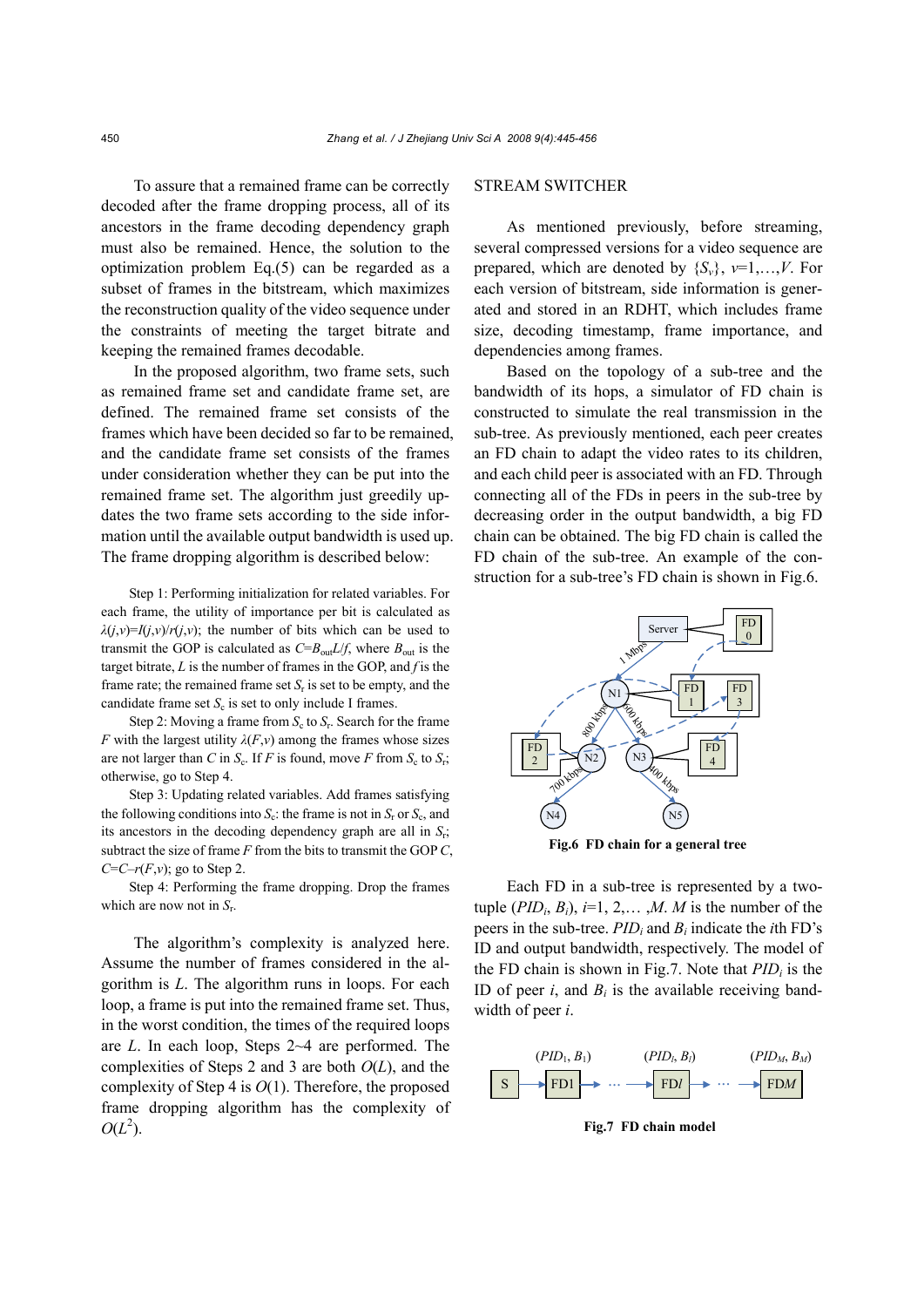To assure that a remained frame can be correctly decoded after the frame dropping process, all of its ancestors in the frame decoding dependency graph must also be remained. Hence, the solution to the optimization problem Eq.(5) can be regarded as a subset of frames in the bitstream, which maximizes the reconstruction quality of the video sequence under the constraints of meeting the target bitrate and keeping the remained frames decodable.

In the proposed algorithm, two frame sets, such as remained frame set and candidate frame set, are defined. The remained frame set consists of the frames which have been decided so far to be remained, and the candidate frame set consists of the frames under consideration whether they can be put into the remained frame set. The algorithm just greedily updates the two frame sets according to the side information until the available output bandwidth is used up. The frame dropping algorithm is described below:

Step 1: Performing initialization for related variables. For each frame, the utility of importance per bit is calculated as $\lambda(j,v)=I(j,v)/r(j,v)$; the number of bits which can be used to transmit the GOP is calculated as $C=B_{\mathrm{out}}L/f$, where $B_{\mathrm{out}}$ is the target bitrate, $L$ is the number of frames in the GOP, and $f$ is the frame rate; the remained frame set $S_{\mathrm{r}}$ is set to be empty, and the candidate frame set $S_{\mathrm{c}}$ is set to only include I frames.

Step 2: Moving a frame from $S_{\mathrm{c}}$ to $S_{\mathrm{r}}$. Search for the frame $F$ with the largest utility $\lambda(F,v)$ among the frames whose sizes are not larger than $C$ in $S_{\mathrm{c}}$. If $F$ is found, move $F$ from $S_{\mathrm{c}}$ to $S_{\mathrm{r}}$; otherwise, go to Step 4.

Step 3: Updating related variables. Add frames satisfying the following conditions into $S_{\mathrm{c}}$: the frame is not in $S_{\mathrm{r}}$ or $S_{\mathrm{c}}$, and its ancestors in the decoding dependency graph are all in $S_{\mathrm{r}}$; subtract the size of frame $F$ from the bits to transmit the GOP $C$, $C=C-r(F,v)$; go to Step 2.

Step 4: Performing the frame dropping. Drop the frames which are now not in $S_{\mathrm{r}}$.

The algorithm's complexity is analyzed here. Assume the number of frames considered in the algorithm is $L$. The algorithm runs in loops. For each loop, a frame is put into the remained frame set. Thus, in the worst condition, the times of the required loops are $L$. In each loop, Steps 2~4 are performed. The complexities of Steps 2 and 3 are both $O(L)$, and the complexity of Step 4 is $O(1)$. Therefore, the proposed frame dropping algorithm has the complexity of $O(L^2)$.

## STREAM SWITCHER

As mentioned previously, before streaming, several compressed versions for a video sequence are prepared, which are denoted by $\{S_v\}$, $v=1,\ldots,V$. For each version of bitstream, side information is generated and stored in an RDHT, which includes frame size, decoding timestamp, frame importance, and dependencies among frames.

Based on the topology of a sub-tree and the bandwidth of its hops, a simulator of FD chain is constructed to simulate the real transmission in the sub-tree. As previously mentioned, each peer creates an FD chain to adapt the video rates to its children, and each child peer is associated with an FD. Through connecting all of the FDs in peers in the sub-tree by decreasing order in the output bandwidth, a big FD chain can be obtained. The big FD chain is called the FD chain of the sub-tree. An example of the construction for a sub-tree's FD chain is shown in Fig.6.

**Fig.6 FD chain for a general tree**

Each FD in a sub-tree is represented by a two-tuple $(PID_i, B_i)$, $i=1, 2,\ldots, M$. $M$ is the number of the peers in the sub-tree. $PID_i$ and $B_i$ indicate the $i$th FD's ID and output bandwidth, respectively. The model of the FD chain is shown in Fig.7. Note that $PID_i$ is the ID of peer $i$, and $B_i$ is the available receiving bandwidth of peer $i$.

**Fig.7 FD chain model**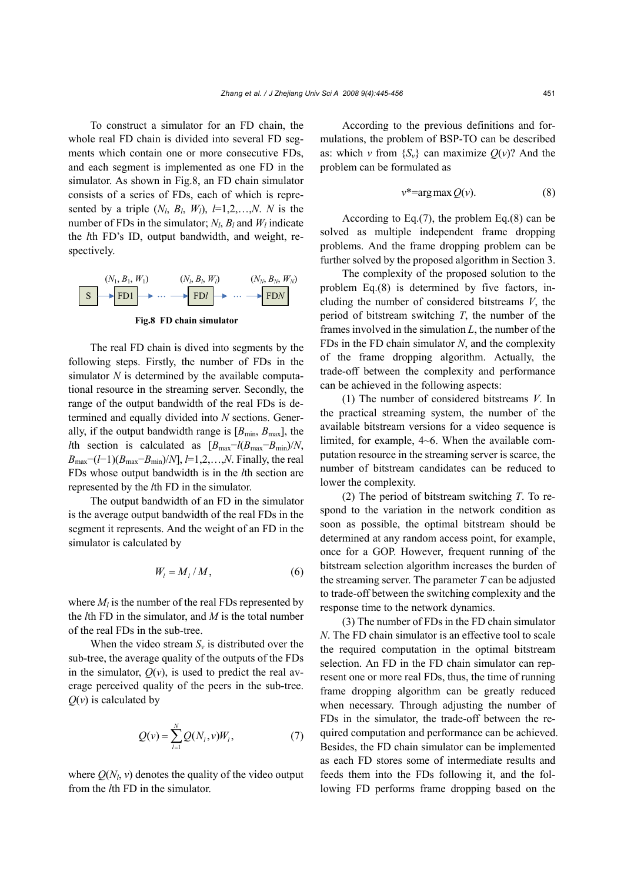To construct a simulator for an FD chain, the whole real FD chain is divided into several FD segments which contain one or more consecutive FDs, and each segment is implemented as one FD in the simulator. As shown in Fig.8, an FD chain simulator consists of a series of FDs, each of which is represented by a triple ($N_l$, $B_l$, $W_l$), $l$=1,2,…,$N$. $N$ is the number of FDs in the simulator; $N_l$, $B_l$ and $W_l$ indicate the $l$th FD's ID, output bandwidth, and weight, respectively.

**Fig.8 FD chain simulator**

The real FD chain is dived into segments by the following steps. Firstly, the number of FDs in the simulator $N$ is determined by the available computational resource in the streaming server. Secondly, the range of the output bandwidth of the real FDs is determined and equally divided into $N$ sections. Generally, if the output bandwidth range is [$B_{\min}$, $B_{\max}$], the $l$th section is calculated as [$B_{\max}-l(B_{\max}-B_{\min})/N$, $B_{\max}-(l-1)(B_{\max}-B_{\min})/N$], $l$=1,2,…,$N$. Finally, the real FDs whose output bandwidth is in the $l$th section are represented by the $l$th FD in the simulator.

The output bandwidth of an FD in the simulator is the average output bandwidth of the real FDs in the segment it represents. And the weight of an FD in the simulator is calculated by

$$W_l = M_l / M, \tag{6}$$

where $M_l$ is the number of the real FDs represented by the $l$th FD in the simulator, and $M$ is the total number of the real FDs in the sub-tree.

When the video stream $S_v$ is distributed over the sub-tree, the average quality of the outputs of the FDs in the simulator, $Q(v)$, is used to predict the real average perceived quality of the peers in the sub-tree. $Q(v)$ is calculated by

$$Q(v) = \sum_{l=1}^{N} Q(N_l, v) W_l, \tag{7}$$

where $Q(N_l, v)$ denotes the quality of the video output from the $l$th FD in the simulator.

According to the previous definitions and formulations, the problem of BSP-TO can be described as: which $v$ from {$S_v$} can maximize $Q(v)$? And the problem can be formulated as

$$v^* = \arg\max Q(v). \tag{8}$$

According to Eq.(7), the problem Eq.(8) can be solved as multiple independent frame dropping problems. And the frame dropping problem can be further solved by the proposed algorithm in Section 3.

The complexity of the proposed solution to the problem Eq.(8) is determined by five factors, including the number of considered bitstreams $V$, the period of bitstream switching $T$, the number of the frames involved in the simulation $L$, the number of the FDs in the FD chain simulator $N$, and the complexity of the frame dropping algorithm. Actually, the trade-off between the complexity and performance can be achieved in the following aspects:

(1) The number of considered bitstreams $V$. In the practical streaming system, the number of the available bitstream versions for a video sequence is limited, for example, 4~6. When the available computation resource in the streaming server is scarce, the number of bitstream candidates can be reduced to lower the complexity.

(2) The period of bitstream switching $T$. To respond to the variation in the network condition as soon as possible, the optimal bitstream should be determined at any random access point, for example, once for a GOP. However, frequent running of the bitstream selection algorithm increases the burden of the streaming server. The parameter $T$ can be adjusted to trade-off between the switching complexity and the response time to the network dynamics.

(3) The number of FDs in the FD chain simulator $N$. The FD chain simulator is an effective tool to scale the required computation in the optimal bitstream selection. An FD in the FD chain simulator can represent one or more real FDs, thus, the time of running frame dropping algorithm can be greatly reduced when necessary. Through adjusting the number of FDs in the simulator, the trade-off between the required computation and performance can be achieved. Besides, the FD chain simulator can be implemented as each FD stores some of intermediate results and feeds them into the FDs following it, and the following FD performs frame dropping based on the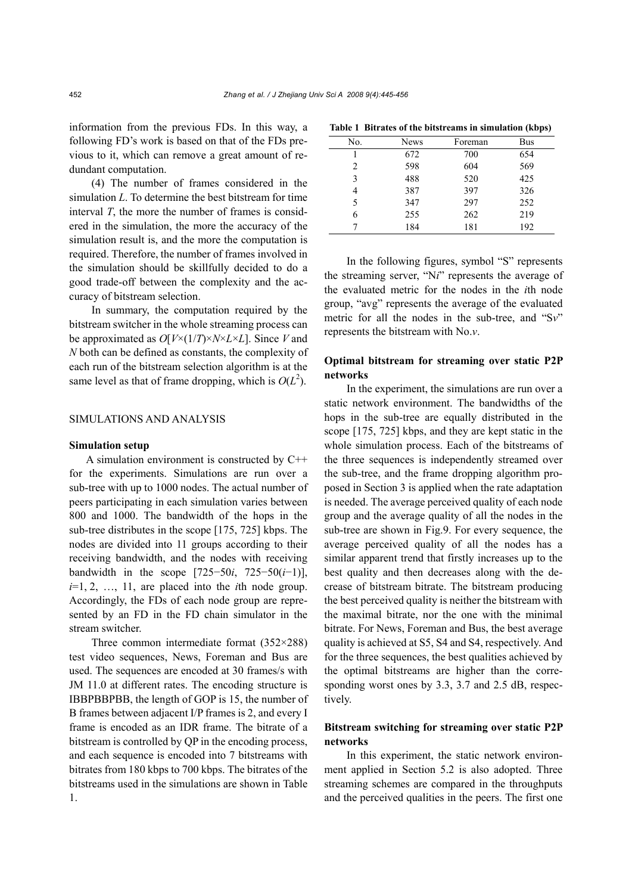information from the previous FDs. In this way, a following FD's work is based on that of the FDs previous to it, which can remove a great amount of redundant computation.

(4) The number of frames considered in the simulation $L$. To determine the best bitstream for time interval $T$, the more the number of frames is considered in the simulation, the more the accuracy of the simulation result is, and the more the computation is required. Therefore, the number of frames involved in the simulation should be skillfully decided to do a good trade-off between the complexity and the accuracy of bitstream selection.

In summary, the computation required by the bitstream switcher in the whole streaming process can be approximated as $O[V\times(1/T)\times N\times L\times L]$. Since $V$ and $N$ both can be defined as constants, the complexity of each run of the bitstream selection algorithm is at the same level as that of frame dropping, which is $O(L^2)$.

## SIMULATIONS AND ANALYSIS

### Simulation setup

A simulation environment is constructed by C++ for the experiments. Simulations are run over a sub-tree with up to 1000 nodes. The actual number of peers participating in each simulation varies between 800 and 1000. The bandwidth of the hops in the sub-tree distributes in the scope [175, 725] kbps. The nodes are divided into 11 groups according to their receiving bandwidth, and the nodes with receiving bandwidth in the scope $[725-50i,\ 725-50(i-1)]$, $i$=1, 2, …, 11, are placed into the $i$th node group. Accordingly, the FDs of each node group are represented by an FD in the FD chain simulator in the stream switcher.

Three common intermediate format (352×288) test video sequences, News, Foreman and Bus are used. The sequences are encoded at 30 frames/s with JM 11.0 at different rates. The encoding structure is IBBPBBPBB, the length of GOP is 15, the number of B frames between adjacent I/P frames is 2, and every I frame is encoded as an IDR frame. The bitrate of a bitstream is controlled by QP in the encoding process, and each sequence is encoded into 7 bitstreams with bitrates from 180 kbps to 700 kbps. The bitrates of the bitstreams used in the simulations are shown in Table 1.

**Table 1 Bitrates of the bitstreams in simulation (kbps)**

| No. | News | Foreman | Bus |
|---|---|---|---|
| 1 | 672 | 700 | 654 |
| 2 | 598 | 604 | 569 |
| 3 | 488 | 520 | 425 |
| 4 | 387 | 397 | 326 |
| 5 | 347 | 297 | 252 |
| 6 | 255 | 262 | 219 |
| 7 | 184 | 181 | 192 |

In the following figures, symbol "S" represents the streaming server, "N$i$" represents the average of the evaluated metric for the nodes in the $i$th node group, "avg" represents the average of the evaluated metric for all the nodes in the sub-tree, and "S$v$" represents the bitstream with No.$v$.

### Optimal bitstream for streaming over static P2P networks

In the experiment, the simulations are run over a static network environment. The bandwidths of the hops in the sub-tree are equally distributed in the scope [175, 725] kbps, and they are kept static in the whole simulation process. Each of the bitstreams of the three sequences is independently streamed over the sub-tree, and the frame dropping algorithm proposed in Section 3 is applied when the rate adaptation is needed. The average perceived quality of each node group and the average quality of all the nodes in the sub-tree are shown in Fig.9. For every sequence, the average perceived quality of all the nodes has a similar apparent trend that firstly increases up to the best quality and then decreases along with the decrease of bitstream bitrate. The bitstream producing the best perceived quality is neither the bitstream with the maximal bitrate, nor the one with the minimal bitrate. For News, Foreman and Bus, the best average quality is achieved at S5, S4 and S4, respectively. And for the three sequences, the best qualities achieved by the optimal bitstreams are higher than the corresponding worst ones by 3.3, 3.7 and 2.5 dB, respectively.

### Bitstream switching for streaming over static P2P networks

In this experiment, the static network environment applied in Section 5.2 is also adopted. Three streaming schemes are compared in the throughputs and the perceived qualities in the peers. The first one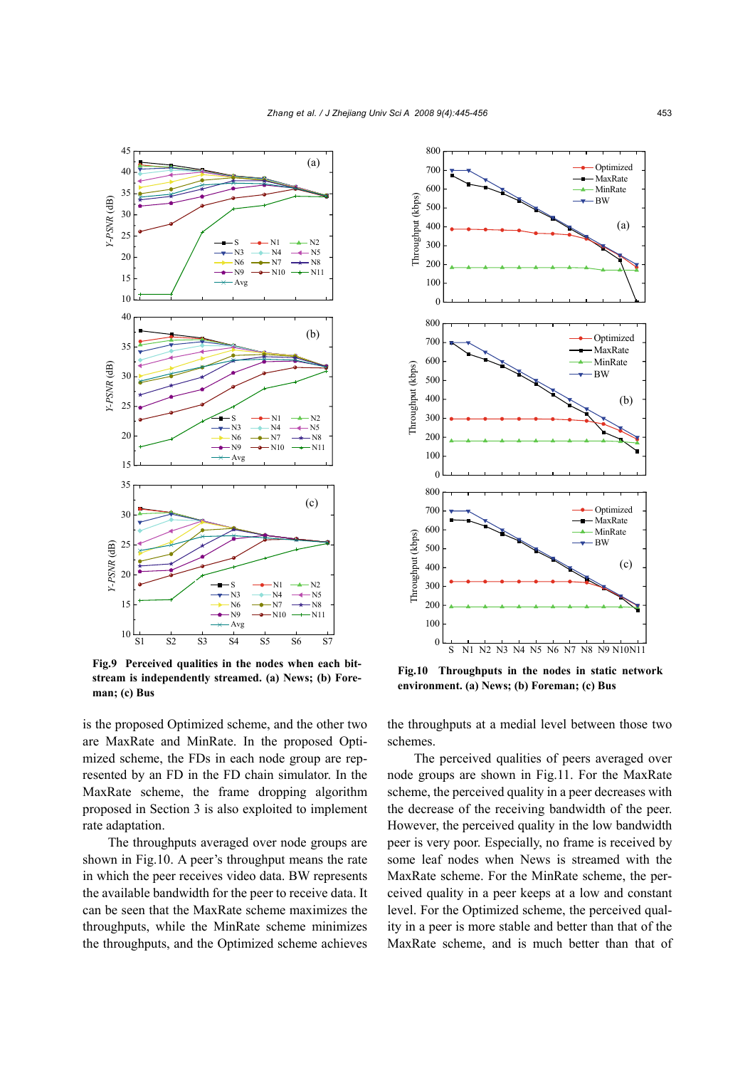**Fig.9 Perceived qualities in the nodes when each bitstream is independently streamed. (a) News; (b) Foreman; (c) Bus**

**Fig.10 Throughputs in the nodes in static network environment. (a) News; (b) Foreman; (c) Bus**

is the proposed Optimized scheme, and the other two are MaxRate and MinRate. In the proposed Optimized scheme, the FDs in each node group are represented by an FD in the FD chain simulator. In the MaxRate scheme, the frame dropping algorithm proposed in Section 3 is also exploited to implement rate adaptation.

The throughputs averaged over node groups are shown in Fig.10. A peer's throughput means the rate in which the peer receives video data. BW represents the available bandwidth for the peer to receive data. It can be seen that the MaxRate scheme maximizes the throughputs, while the MinRate scheme minimizes the throughputs, and the Optimized scheme achieves the throughputs at a medial level between those two schemes.

The perceived qualities of peers averaged over node groups are shown in Fig.11. For the MaxRate scheme, the perceived quality in a peer decreases with the decrease of the receiving bandwidth of the peer. However, the perceived quality in the low bandwidth peer is very poor. Especially, no frame is received by some leaf nodes when News is streamed with the MaxRate scheme. For the MinRate scheme, the perceived quality in a peer keeps at a low and constant level. For the Optimized scheme, the perceived quality in a peer is more stable and better than that of the MaxRate scheme, and is much better than that of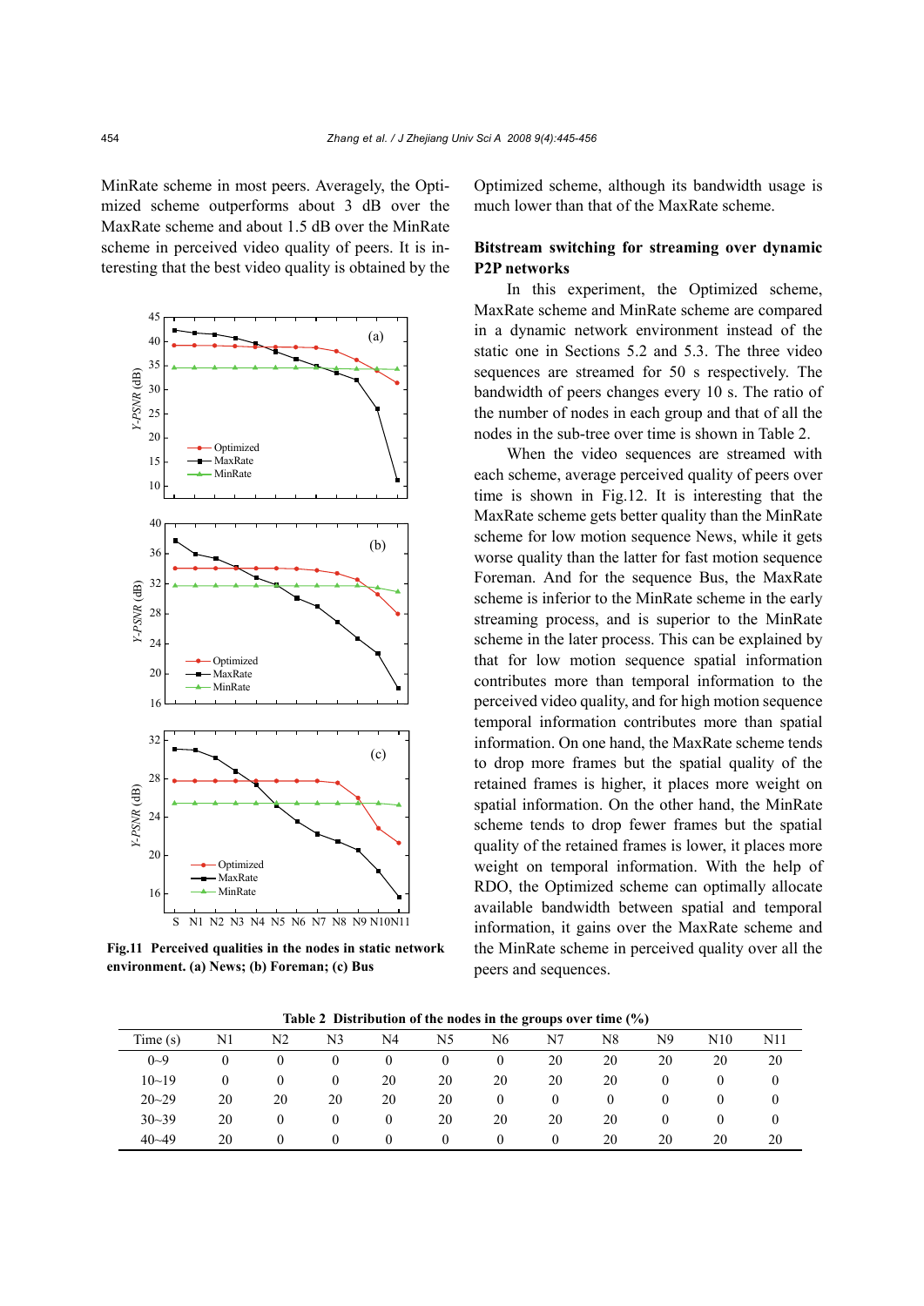MinRate scheme in most peers. Averagely, the Optimized scheme outperforms about 3 dB over the MaxRate scheme and about 1.5 dB over the MinRate scheme in perceived video quality of peers. It is interesting that the best video quality is obtained by the Optimized scheme, although its bandwidth usage is much lower than that of the MaxRate scheme.

**Fig.11 Perceived qualities in the nodes in static network environment. (a) News; (b) Foreman; (c) Bus**

**Bitstream switching for streaming over dynamic P2P networks**

In this experiment, the Optimized scheme, MaxRate scheme and MinRate scheme are compared in a dynamic network environment instead of the static one in Sections 5.2 and 5.3. The three video sequences are streamed for 50 s respectively. The bandwidth of peers changes every 10 s. The ratio of the number of nodes in each group and that of all the nodes in the sub-tree over time is shown in Table 2.

When the video sequences are streamed with each scheme, average perceived quality of peers over time is shown in Fig.12. It is interesting that the MaxRate scheme gets better quality than the MinRate scheme for low motion sequence News, while it gets worse quality than the latter for fast motion sequence Foreman. And for the sequence Bus, the MaxRate scheme is inferior to the MinRate scheme in the early streaming process, and is superior to the MinRate scheme in the later process. This can be explained by that for low motion sequence spatial information contributes more than temporal information to the perceived video quality, and for high motion sequence temporal information contributes more than spatial information. On one hand, the MaxRate scheme tends to drop more frames but the spatial quality of the retained frames is higher, it places more weight on spatial information. On the other hand, the MinRate scheme tends to drop fewer frames but the spatial quality of the retained frames is lower, it places more weight on temporal information. With the help of RDO, the Optimized scheme can optimally allocate available bandwidth between spatial and temporal information, it gains over the MaxRate scheme and the MinRate scheme in perceived quality over all the peers and sequences.

**Table 2 Distribution of the nodes in the groups over time (%)**

| Time (s) | N1 | N2 | N3 | N4 | N5 | N6 | N7 | N8 | N9 | N10 | N11 |
|---|---|---|---|---|---|---|---|---|---|---|---|
| 0~9 | 0 | 0 | 0 | 0 | 0 | 0 | 20 | 20 | 20 | 20 | 20 |
| 10~19 | 0 | 0 | 0 | 20 | 20 | 20 | 20 | 20 | 0 | 0 | 0 |
| 20~29 | 20 | 20 | 20 | 20 | 20 | 0 | 0 | 0 | 0 | 0 | 0 |
| 30~39 | 20 | 0 | 0 | 0 | 20 | 20 | 20 | 20 | 0 | 0 | 0 |
| 40~49 | 20 | 0 | 0 | 0 | 0 | 0 | 0 | 20 | 20 | 20 | 20 |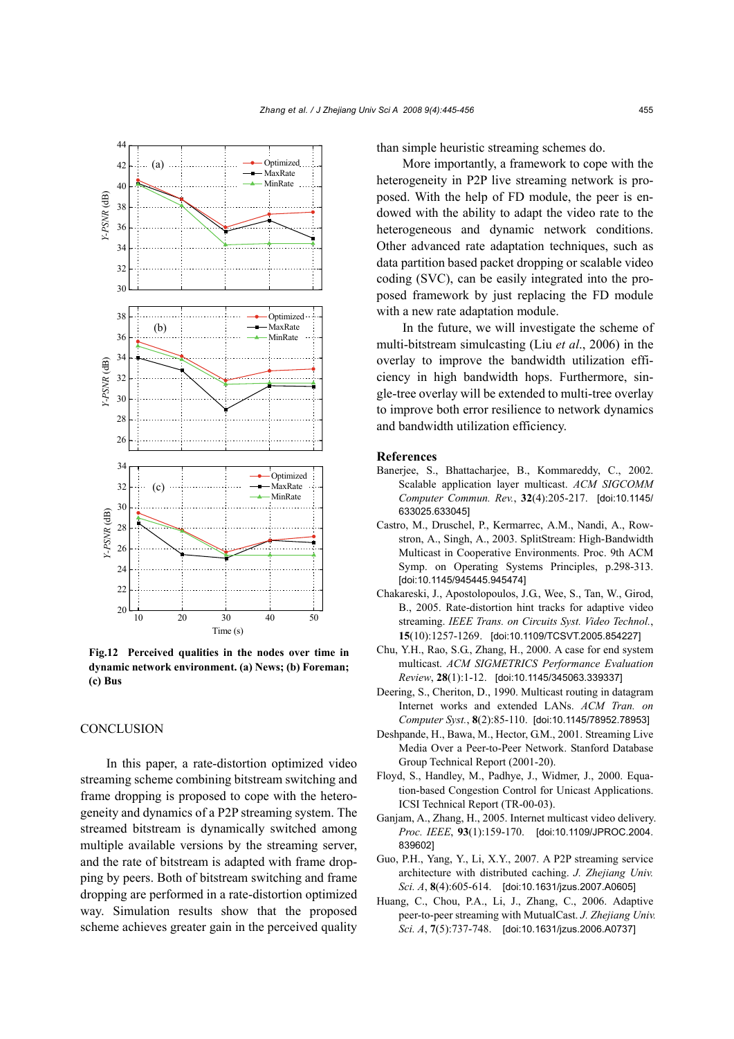Fig.12 **Perceived qualities in the nodes over time in dynamic network environment. (a) News; (b) Foreman; (c) Bus**

## CONCLUSION

In this paper, a rate-distortion optimized video streaming scheme combining bitstream switching and frame dropping is proposed to cope with the heterogeneity and dynamics of a P2P streaming system. The streamed bitstream is dynamically switched among multiple available versions by the streaming server, and the rate of bitstream is adapted with frame dropping by peers. Both of bitstream switching and frame dropping are performed in a rate-distortion optimized way. Simulation results show that the proposed scheme achieves greater gain in the perceived quality than simple heuristic streaming schemes do.

More importantly, a framework to cope with the heterogeneity in P2P live streaming network is proposed. With the help of FD module, the peer is endowed with the ability to adapt the video rate to the heterogeneous and dynamic network conditions. Other advanced rate adaptation techniques, such as data partition based packet dropping or scalable video coding (SVC), can be easily integrated into the proposed framework by just replacing the FD module with a new rate adaptation module.

In the future, we will investigate the scheme of multi-bitstream simulcasting (Liu *et al*., 2006) in the overlay to improve the bandwidth utilization efficiency in high bandwidth hops. Furthermore, single-tree overlay will be extended to multi-tree overlay to improve both error resilience to network dynamics and bandwidth utilization efficiency.

## References

Banerjee, S., Bhattacharjee, B., Kommareddy, C., 2002. Scalable application layer multicast. *ACM SIGCOMM Computer Commun. Rev.*, **32**(4):205-217. [doi:10.1145/633025.633045]

Castro, M., Druschel, P., Kermarrec, A.M., Nandi, A., Rowstron, A., Singh, A., 2003. SplitStream: High-Bandwidth Multicast in Cooperative Environments. Proc. 9th ACM Symp. on Operating Systems Principles, p.298-313. [doi:10.1145/945445.945474]

Chakareski, J., Apostolopoulos, J.G., Wee, S., Tan, W., Girod, B., 2005. Rate-distortion hint tracks for adaptive video streaming. *IEEE Trans. on Circuits Syst. Video Technol.*, **15**(10):1257-1269. [doi:10.1109/TCSVT.2005.854227]

Chu, Y.H., Rao, S.G., Zhang, H., 2000. A case for end system multicast. *ACM SIGMETRICS Performance Evaluation Review*, **28**(1):1-12. [doi:10.1145/345063.339337]

Deering, S., Cheriton, D., 1990. Multicast routing in datagram Internet works and extended LANs. *ACM Tran. on Computer Syst.*, **8**(2):85-110. [doi:10.1145/78952.78953]

Deshpande, H., Bawa, M., Hector, G.M., 2001. Streaming Live Media Over a Peer-to-Peer Network. Stanford Database Group Technical Report (2001-20).

Floyd, S., Handley, M., Padhye, J., Widmer, J., 2000. Equation-based Congestion Control for Unicast Applications. ICSI Technical Report (TR-00-03).

Ganjam, A., Zhang, H., 2005. Internet multicast video delivery. *Proc. IEEE*, **93**(1):159-170. [doi:10.1109/JPROC.2004.839602]

Guo, P.H., Yang, Y., Li, X.Y., 2007. A P2P streaming service architecture with distributed caching. *J. Zhejiang Univ. Sci. A*, **8**(4):605-614. [doi:10.1631/jzus.2007.A0605]

Huang, C., Chou, P.A., Li, J., Zhang, C., 2006. Adaptive peer-to-peer streaming with MutualCast. *J. Zhejiang Univ. Sci. A*, **7**(5):737-748. [doi:10.1631/jzus.2006.A0737]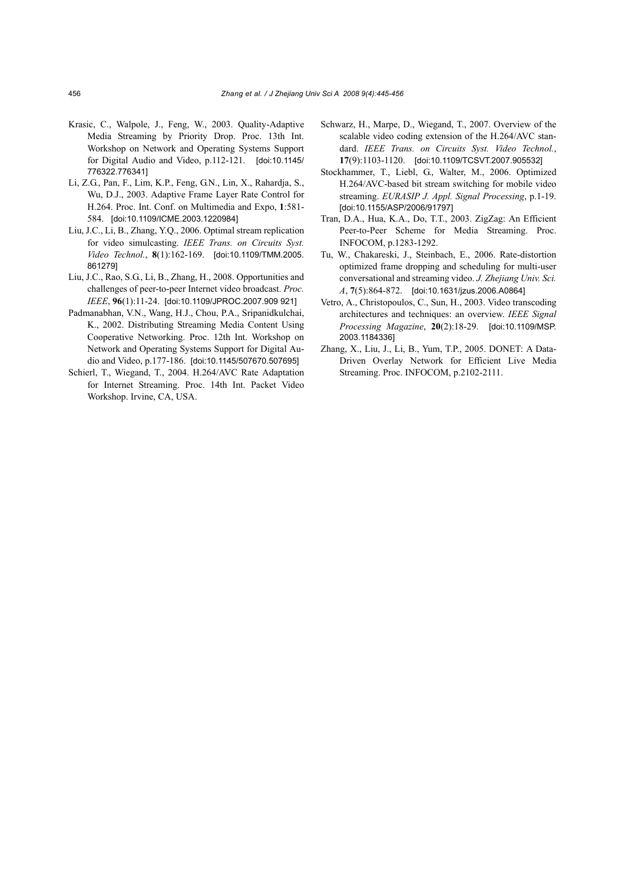Krasic, C., Walpole, J., Feng, W., 2003. Quality-Adaptive Media Streaming by Priority Drop. Proc. 13th Int. Workshop on Network and Operating Systems Support for Digital Audio and Video, p.112-121. [doi:10.1145/776322.776341]

Li, Z.G., Pan, F., Lim, K.P., Feng, G.N., Lin, X., Rahardja, S., Wu, D.J., 2003. Adaptive Frame Layer Rate Control for H.264. Proc. Int. Conf. on Multimedia and Expo, **1**:581-584. [doi:10.1109/ICME.2003.1220984]

Liu, J.C., Li, B., Zhang, Y.Q., 2006. Optimal stream replication for video simulcasting. *IEEE Trans. on Circuits Syst. Video Technol.*, **8**(1):162-169. [doi:10.1109/TMM.2005.861279]

Liu, J.C., Rao, S.G., Li, B., Zhang, H., 2008. Opportunities and challenges of peer-to-peer Internet video broadcast. *Proc. IEEE*, **96**(1):11-24. [doi:10.1109/JPROC.2007.909 921]

Padmanabhan, V.N., Wang, H.J., Chou, P.A., Sripanidkulchai, K., 2002. Distributing Streaming Media Content Using Cooperative Networking. Proc. 12th Int. Workshop on Network and Operating Systems Support for Digital Audio and Video, p.177-186. [doi:10.1145/507670.507695]

Schierl, T., Wiegand, T., 2004. H.264/AVC Rate Adaptation for Internet Streaming. Proc. 14th Int. Packet Video Workshop. Irvine, CA, USA.

Schwarz, H., Marpe, D., Wiegand, T., 2007. Overview of the scalable video coding extension of the H.264/AVC standard. *IEEE Trans. on Circuits Syst. Video Technol.*, **17**(9):1103-1120. [doi:10.1109/TCSVT.2007.905532]

Stockhammer, T., Liebl, G., Walter, M., 2006. Optimized H.264/AVC-based bit stream switching for mobile video streaming. *EURASIP J. Appl. Signal Processing*, p.1-19. [doi:10.1155/ASP/2006/91797]

Tran, D.A., Hua, K.A., Do, T.T., 2003. ZigZag: An Efficient Peer-to-Peer Scheme for Media Streaming. Proc. INFOCOM, p.1283-1292.

Tu, W., Chakareski, J., Steinbach, E., 2006. Rate-distortion optimized frame dropping and scheduling for multi-user conversational and streaming video. *J. Zhejiang Univ. Sci. A*, **7**(5):864-872. [doi:10.1631/jzus.2006.A0864]

Vetro, A., Christopoulos, C., Sun, H., 2003. Video transcoding architectures and techniques: an overview. *IEEE Signal Processing Magazine*, **20**(2):18-29. [doi:10.1109/MSP.2003.1184336]

Zhang, X., Liu, J., Li, B., Yum, T.P., 2005. DONET: A Data-Driven Overlay Network for Efficient Live Media Streaming. Proc. INFOCOM, p.2102-2111.